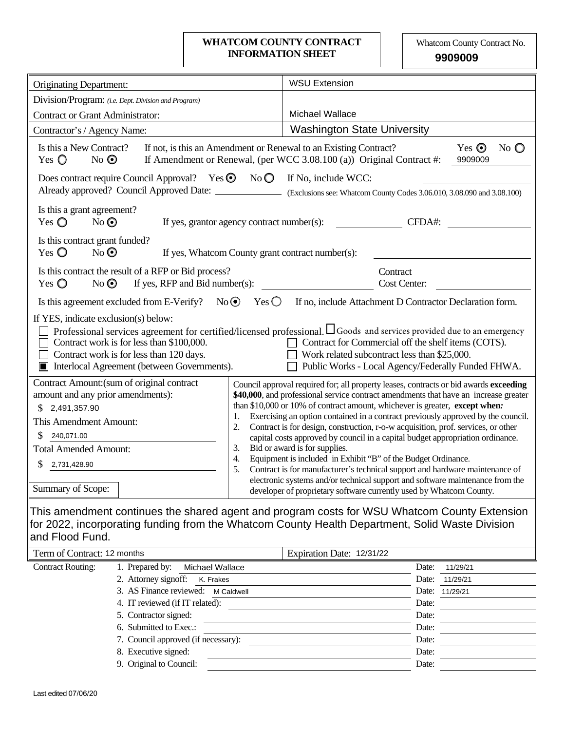# WHATCOM COUNTY CONTRACT INFORMATION SHEET

Whatcom County Contract No. **9909009**

| | |
|---|---|
| Originating Department: | WSU Extension |
| Division/Program: *(i.e. Dept. Division and Program)* | |
| Contract or Grant Administrator: | Michael Wallace |
| Contractor's / Agency Name: | Washington State University |

Is this a New Contract? Yes ○ No ⦿

If not, is this an Amendment or Renewal to an Existing Contract? Yes ⦿ No ○

If Amendment or Renewal, (per WCC 3.08.100 (a)) Original Contract #: 9909009

Does contract require Council Approval? Yes ⦿ No ○ If No, include WCC: ______

Already approved? Council Approved Date: ______ (Exclusions see: Whatcom County Codes 3.06.010, 3.08.090 and 3.08.100)

Is this a grant agreement?
Yes ○ No ⦿ If yes, grantor agency contract number(s): ______ CFDA#: ______

Is this contract grant funded?
Yes ○ No ⦿ If yes, Whatcom County grant contract number(s): ______

Is this contract the result of a RFP or Bid process?
Yes ○ No ⦿ If yes, RFP and Bid number(s): ______ Contract Cost Center: ______

Is this agreement excluded from E-Verify? No ⦿ Yes ○ If no, include Attachment D Contractor Declaration form.

If YES, indicate exclusion(s) below:

- ☐ Professional services agreement for certified/licensed professional.
- ☐ Goods and services provided due to an emergency
- ☐ Contract work is for less than $100,000.
- ☐ Contract for Commercial off the shelf items (COTS).
- ☐ Contract work is for less than 120 days.
- ☐ Work related subcontract less than $25,000.
- ☒ Interlocal Agreement (between Governments).
- ☐ Public Works - Local Agency/Federally Funded FHWA.

Contract Amount:(sum of original contract amount and any prior amendments):
$ 2,491,357.90

This Amendment Amount:
$ 240,071.00

Total Amended Amount:
$ 2,731,428.90

Council approval required for; all property leases, contracts or bid awards **exceeding $40,000**, and professional service contract amendments that have an increase greater than $10,000 or 10% of contract amount, whichever is greater, **except when*:***

1. Exercising an option contained in a contract previously approved by the council.
2. Contract is for design, construction, r-o-w acquisition, prof. services, or other capital costs approved by council in a capital budget appropriation ordinance.
3. Bid or award is for supplies.
4. Equipment is included in Exhibit "B" of the Budget Ordinance.
5. Contract is for manufacturer's technical support and hardware maintenance of electronic systems and/or technical support and software maintenance from the developer of proprietary software currently used by Whatcom County.

Summary of Scope:

This amendment continues the shared agent and program costs for WSU Whatcom County Extension for 2022, incorporating funding from the Whatcom County Health Department, Solid Waste Division and Flood Fund.

Term of Contract: 12 months | Expiration Date: 12/31/22

| Contract Routing: | | Date: |
|---|---|---|
| 1. Prepared by: | Michael Wallace | 11/29/21 |
| 2. Attorney signoff: | K. Frakes | 11/29/21 |
| 3. AS Finance reviewed: | M Caldwell | 11/29/21 |
| 4. IT reviewed (if IT related): | | |
| 5. Contractor signed: | | |
| 6. Submitted to Exec.: | | |
| 7. Council approved (if necessary): | | |
| 8. Executive signed: | | |
| 9. Original to Council: | | |

Last edited 07/06/20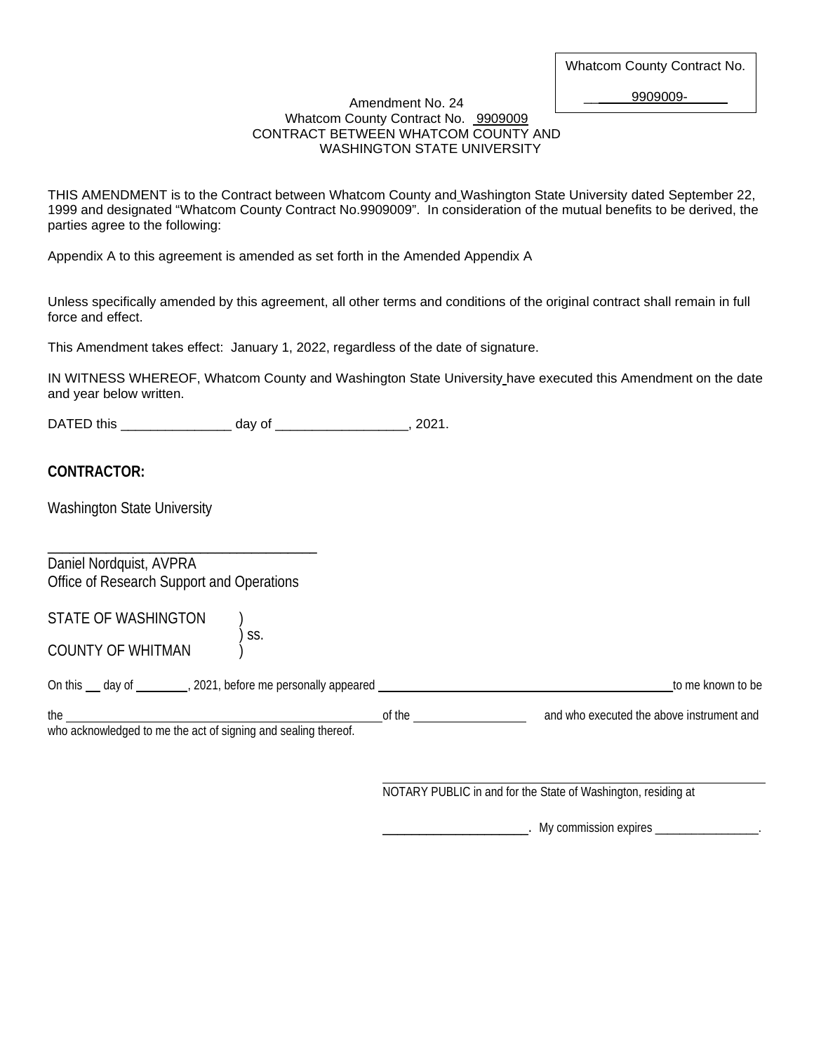Whatcom County Contract No.

__9909009-____

Amendment No. 24
Whatcom County Contract No. 9909009
CONTRACT BETWEEN WHATCOM COUNTY AND
WASHINGTON STATE UNIVERSITY

THIS AMENDMENT is to the Contract between Whatcom County and Washington State University dated September 22, 1999 and designated "Whatcom County Contract No.9909009". In consideration of the mutual benefits to be derived, the parties agree to the following:

Appendix A to this agreement is amended as set forth in the Amended Appendix A

Unless specifically amended by this agreement, all other terms and conditions of the original contract shall remain in full force and effect.

This Amendment takes effect: January 1, 2022, regardless of the date of signature.

IN WITNESS WHEREOF, Whatcom County and Washington State University have executed this Amendment on the date and year below written.

DATED this _______________ day of _________________, 2021.

**CONTRACTOR:**

Washington State University

_____________________________________
Daniel Nordquist, AVPRA
Office of Research Support and Operations

STATE OF WASHINGTON )
) ss.
COUNTY OF WHITMAN )

On this ___ day of ________, 2021, before me personally appeared ____________________________________________ to me known to be the ___________________________________________________ of the __________________ and who executed the above instrument and who acknowledged to me the act of signing and sealing thereof.

_____________________________________________
NOTARY PUBLIC in and for the State of Washington, residing at

_____________________. My commission expires ________________.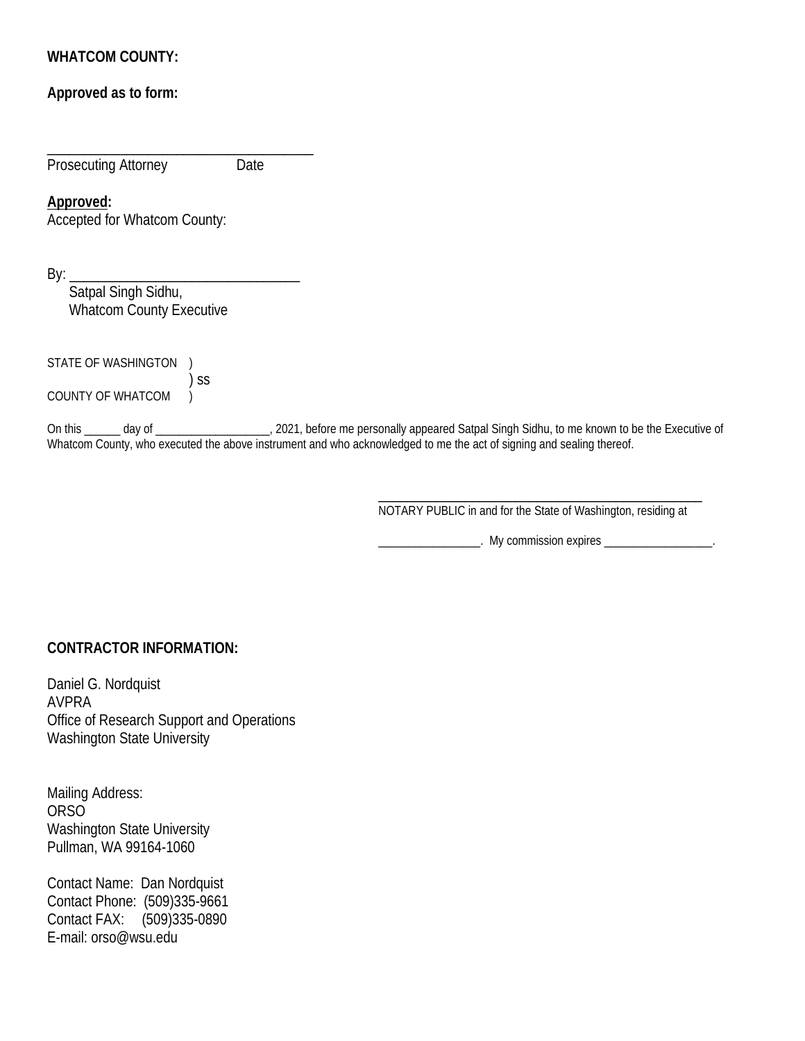**WHATCOM COUNTY:**

**Approved as to form:**

\_\_\_\_\_\_\_\_\_\_\_\_\_\_\_\_\_\_\_\_\_\_\_\_\_\_\_\_\_\_\_\_\_\_\_\_\_\_
Prosecuting Attorney Date

**Approved:**
Accepted for Whatcom County:

By: \_\_\_\_\_\_\_\_\_\_\_\_\_\_\_\_\_\_\_\_\_\_\_\_\_\_\_\_\_\_\_\_
Satpal Singh Sidhu,
Whatcom County Executive

STATE OF WASHINGTON )
) ss
COUNTY OF WHATCOM )

On this \_\_\_\_\_\_ day of \_\_\_\_\_\_\_\_\_\_\_\_\_\_\_\_\_\_\_, 2021, before me personally appeared Satpal Singh Sidhu, to me known to be the Executive of Whatcom County, who executed the above instrument and who acknowledged to me the act of signing and sealing thereof.

\_\_\_\_\_\_\_\_\_\_\_\_\_\_\_\_\_\_\_\_\_\_\_\_\_\_\_\_\_\_\_\_\_\_\_\_\_\_\_\_\_\_\_\_
NOTARY PUBLIC in and for the State of Washington, residing at

\_\_\_\_\_\_\_\_\_\_\_\_\_\_\_\_\_. My commission expires \_\_\_\_\_\_\_\_\_\_\_\_\_\_\_\_\_\_.

**CONTRACTOR INFORMATION:**

Daniel G. Nordquist
AVPRA
Office of Research Support and Operations
Washington State University

Mailing Address:
ORSO
Washington State University
Pullman, WA 99164-1060

Contact Name: Dan Nordquist
Contact Phone: (509)335-9661
Contact FAX: (509)335-0890
E-mail: orso@wsu.edu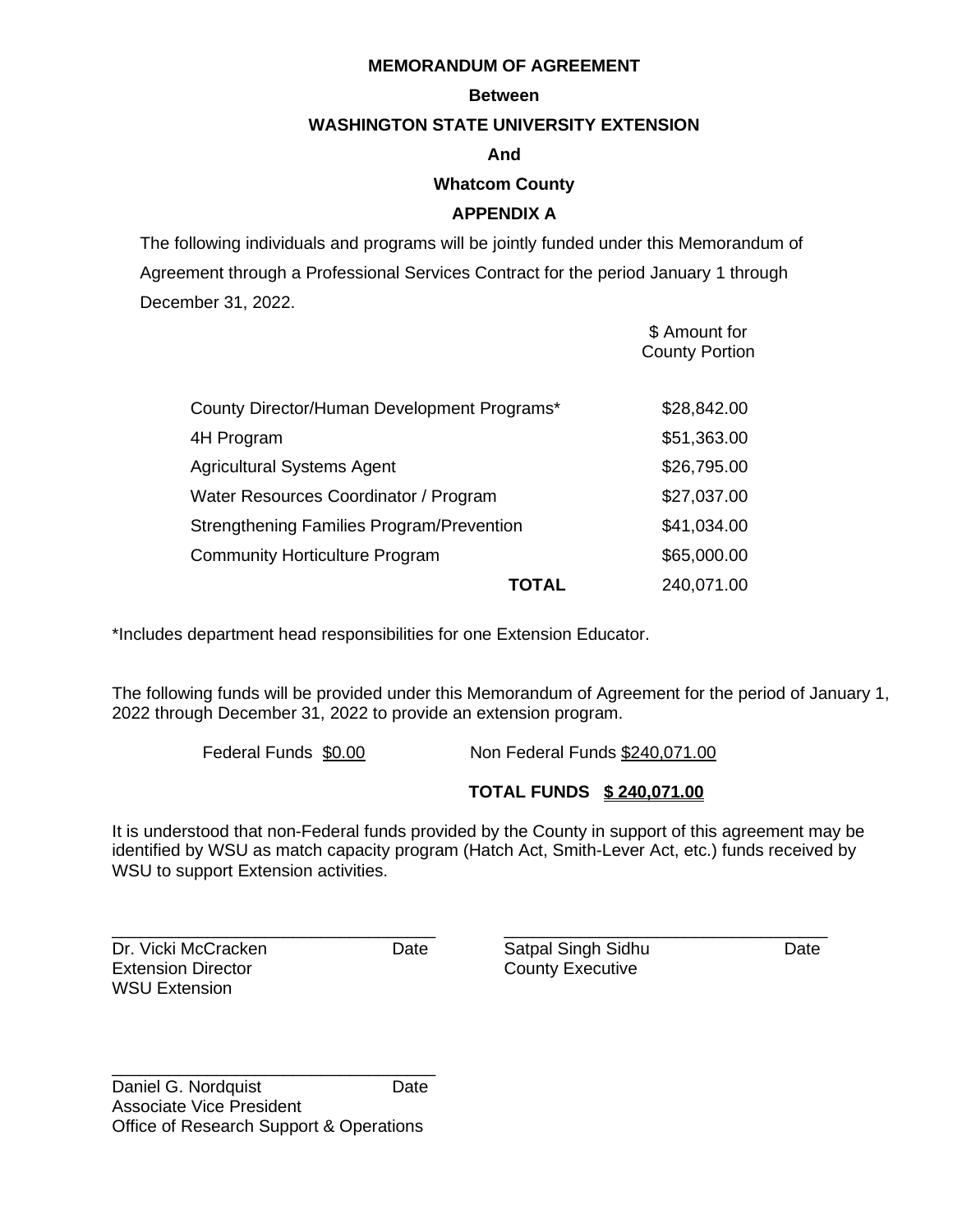**MEMORANDUM OF AGREEMENT**

**Between**

**WASHINGTON STATE UNIVERSITY EXTENSION**

**And**

**Whatcom County**

**APPENDIX A**

The following individuals and programs will be jointly funded under this Memorandum of Agreement through a Professional Services Contract for the period January 1 through December 31, 2022.

| | $ Amount for County Portion |
|---|---|
| County Director/Human Development Programs* | $28,842.00 |
| 4H Program | $51,363.00 |
| Agricultural Systems Agent | $26,795.00 |
| Water Resources Coordinator / Program | $27,037.00 |
| Strengthening Families Program/Prevention | $41,034.00 |
| Community Horticulture Program | $65,000.00 |
| **TOTAL** | 240,071.00 |

*Includes department head responsibilities for one Extension Educator.

The following funds will be provided under this Memorandum of Agreement for the period of January 1, 2022 through December 31, 2022 to provide an extension program.

Federal Funds $0.00 Non Federal Funds $240,071.00

**TOTAL FUNDS $ 240,071.00**

It is understood that non-Federal funds provided by the County in support of this agreement may be identified by WSU as match capacity program (Hatch Act, Smith-Lever Act, etc.) funds received by WSU to support Extension activities.

\_\_\_\_\_\_\_\_\_\_\_\_\_\_\_\_\_\_\_\_\_\_\_\_\_\_\_\_\_\_\_\_\_\_
Dr. Vicki McCracken Date
Extension Director
WSU Extension

\_\_\_\_\_\_\_\_\_\_\_\_\_\_\_\_\_\_\_\_\_\_\_\_\_\_\_\_\_\_\_\_\_\_
Satpal Singh Sidhu Date
County Executive

\_\_\_\_\_\_\_\_\_\_\_\_\_\_\_\_\_\_\_\_\_\_\_\_\_\_\_\_\_\_\_\_\_\_
Daniel G. Nordquist Date
Associate Vice President
Office of Research Support & Operations